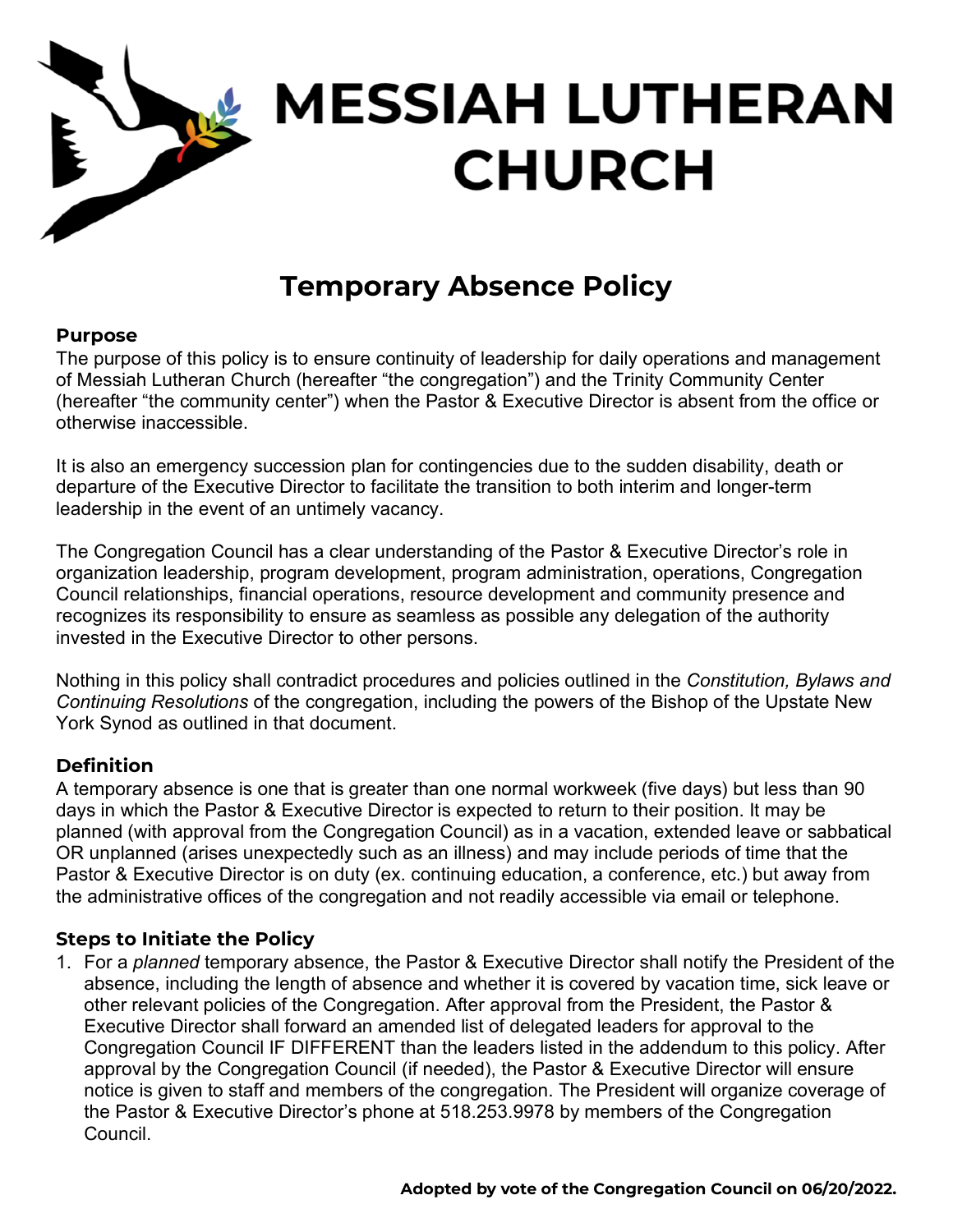# MESSIAH LUTHERAN CHURCH

## Temporary Absence Policy

### Purpose

The purpose of this policy is to ensure continuity of leadership for daily operations and management of Messiah Lutheran Church (hereafter "the congregation") and the Trinity Community Center (hereafter "the community center") when the Pastor & Executive Director is absent from the office or otherwise inaccessible.

It is also an emergency succession plan for contingencies due to the sudden disability, death or departure of the Executive Director to facilitate the transition to both interim and longer-term leadership in the event of an untimely vacancy.

The Congregation Council has a clear understanding of the Pastor & Executive Director's role in organization leadership, program development, program administration, operations, Congregation Council relationships, financial operations, resource development and community presence and recognizes its responsibility to ensure as seamless as possible any delegation of the authority invested in the Executive Director to other persons.

Nothing in this policy shall contradict procedures and policies outlined in the *Constitution, Bylaws and Continuing Resolutions* of the congregation, including the powers of the Bishop of the Upstate New York Synod as outlined in that document.

### Definition

A temporary absence is one that is greater than one normal workweek (five days) but less than 90 days in which the Pastor & Executive Director is expected to return to their position. It may be planned (with approval from the Congregation Council) as in a vacation, extended leave or sabbatical OR unplanned (arises unexpectedly such as an illness) and may include periods of time that the Pastor & Executive Director is on duty (ex. continuing education, a conference, etc.) but away from the administrative offices of the congregation and not readily accessible via email or telephone.

### Steps to Initiate the Policy

1. For a *planned* temporary absence, the Pastor & Executive Director shall notify the President of the absence, including the length of absence and whether it is covered by vacation time, sick leave or other relevant policies of the Congregation. After approval from the President, the Pastor & Executive Director shall forward an amended list of delegated leaders for approval to the Congregation Council IF DIFFERENT than the leaders listed in the addendum to this policy. After approval by the Congregation Council (if needed), the Pastor & Executive Director will ensure notice is given to staff and members of the congregation. The President will organize coverage of the Pastor & Executive Director's phone at 518.253.9978 by members of the Congregation Council.

**Adopted by vote of the Congregation Council on 06/20/2022.**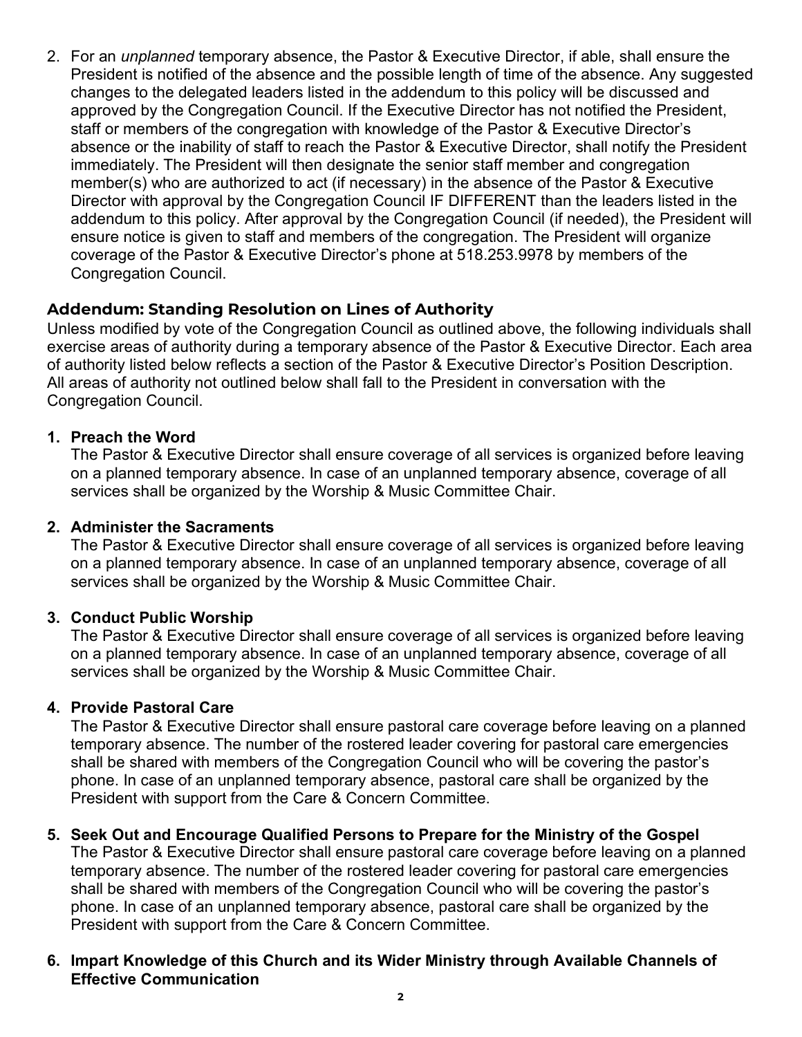2. For an *unplanned* temporary absence, the Pastor & Executive Director, if able, shall ensure the President is notified of the absence and the possible length of time of the absence. Any suggested changes to the delegated leaders listed in the addendum to this policy will be discussed and approved by the Congregation Council. If the Executive Director has not notified the President, staff or members of the congregation with knowledge of the Pastor & Executive Director's absence or the inability of staff to reach the Pastor & Executive Director, shall notify the President immediately. The President will then designate the senior staff member and congregation member(s) who are authorized to act (if necessary) in the absence of the Pastor & Executive Director with approval by the Congregation Council IF DIFFERENT than the leaders listed in the addendum to this policy. After approval by the Congregation Council (if needed), the President will ensure notice is given to staff and members of the congregation. The President will organize coverage of the Pastor & Executive Director's phone at 518.253.9978 by members of the Congregation Council.

## Addendum: Standing Resolution on Lines of Authority

Unless modified by vote of the Congregation Council as outlined above, the following individuals shall exercise areas of authority during a temporary absence of the Pastor & Executive Director. Each area of authority listed below reflects a section of the Pastor & Executive Director's Position Description. All areas of authority not outlined below shall fall to the President in conversation with the Congregation Council.

1. **Preach the Word**
   The Pastor & Executive Director shall ensure coverage of all services is organized before leaving on a planned temporary absence. In case of an unplanned temporary absence, coverage of all services shall be organized by the Worship & Music Committee Chair.

2. **Administer the Sacraments**
   The Pastor & Executive Director shall ensure coverage of all services is organized before leaving on a planned temporary absence. In case of an unplanned temporary absence, coverage of all services shall be organized by the Worship & Music Committee Chair.

3. **Conduct Public Worship**
   The Pastor & Executive Director shall ensure coverage of all services is organized before leaving on a planned temporary absence. In case of an unplanned temporary absence, coverage of all services shall be organized by the Worship & Music Committee Chair.

4. **Provide Pastoral Care**
   The Pastor & Executive Director shall ensure pastoral care coverage before leaving on a planned temporary absence. The number of the rostered leader covering for pastoral care emergencies shall be shared with members of the Congregation Council who will be covering the pastor's phone. In case of an unplanned temporary absence, pastoral care shall be organized by the President with support from the Care & Concern Committee.

5. **Seek Out and Encourage Qualified Persons to Prepare for the Ministry of the Gospel**
   The Pastor & Executive Director shall ensure pastoral care coverage before leaving on a planned temporary absence. The number of the rostered leader covering for pastoral care emergencies shall be shared with members of the Congregation Council who will be covering the pastor's phone. In case of an unplanned temporary absence, pastoral care shall be organized by the President with support from the Care & Concern Committee.

6. **Impart Knowledge of this Church and its Wider Ministry through Available Channels of Effective Communication**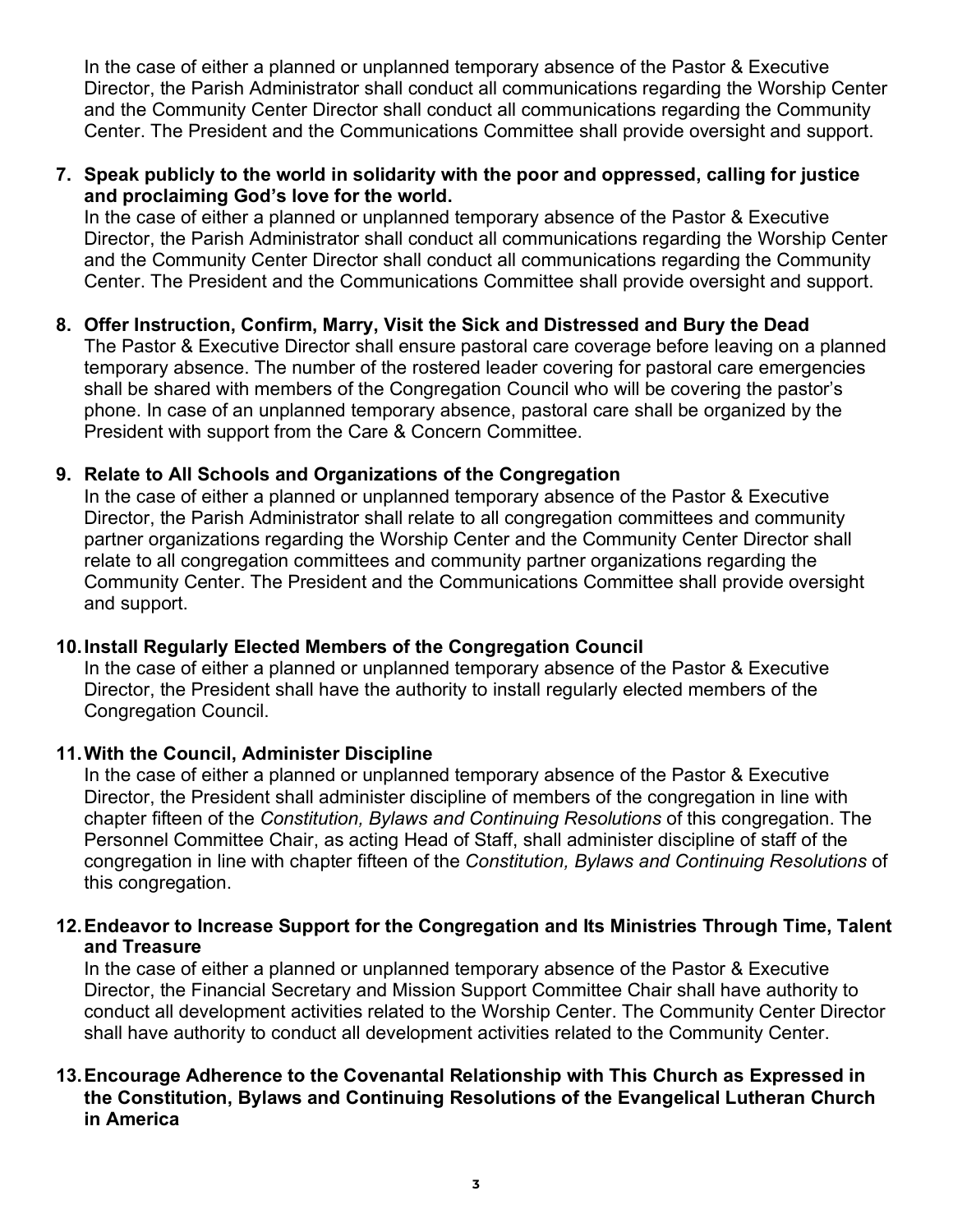In the case of either a planned or unplanned temporary absence of the Pastor & Executive Director, the Parish Administrator shall conduct all communications regarding the Worship Center and the Community Center Director shall conduct all communications regarding the Community Center. The President and the Communications Committee shall provide oversight and support.

7. **Speak publicly to the world in solidarity with the poor and oppressed, calling for justice and proclaiming God's love for the world.**
   In the case of either a planned or unplanned temporary absence of the Pastor & Executive Director, the Parish Administrator shall conduct all communications regarding the Worship Center and the Community Center Director shall conduct all communications regarding the Community Center. The President and the Communications Committee shall provide oversight and support.

8. **Offer Instruction, Confirm, Marry, Visit the Sick and Distressed and Bury the Dead**
   The Pastor & Executive Director shall ensure pastoral care coverage before leaving on a planned temporary absence. The number of the rostered leader covering for pastoral care emergencies shall be shared with members of the Congregation Council who will be covering the pastor's phone. In case of an unplanned temporary absence, pastoral care shall be organized by the President with support from the Care & Concern Committee.

9. **Relate to All Schools and Organizations of the Congregation**
   In the case of either a planned or unplanned temporary absence of the Pastor & Executive Director, the Parish Administrator shall relate to all congregation committees and community partner organizations regarding the Worship Center and the Community Center Director shall relate to all congregation committees and community partner organizations regarding the Community Center. The President and the Communications Committee shall provide oversight and support.

10. **Install Regularly Elected Members of the Congregation Council**
    In the case of either a planned or unplanned temporary absence of the Pastor & Executive Director, the President shall have the authority to install regularly elected members of the Congregation Council.

11. **With the Council, Administer Discipline**
    In the case of either a planned or unplanned temporary absence of the Pastor & Executive Director, the President shall administer discipline of members of the congregation in line with chapter fifteen of the *Constitution, Bylaws and Continuing Resolutions* of this congregation. The Personnel Committee Chair, as acting Head of Staff, shall administer discipline of staff of the congregation in line with chapter fifteen of the *Constitution, Bylaws and Continuing Resolutions* of this congregation.

12. **Endeavor to Increase Support for the Congregation and Its Ministries Through Time, Talent and Treasure**
    In the case of either a planned or unplanned temporary absence of the Pastor & Executive Director, the Financial Secretary and Mission Support Committee Chair shall have authority to conduct all development activities related to the Worship Center. The Community Center Director shall have authority to conduct all development activities related to the Community Center.

13. **Encourage Adherence to the Covenantal Relationship with This Church as Expressed in the Constitution, Bylaws and Continuing Resolutions of the Evangelical Lutheran Church in America**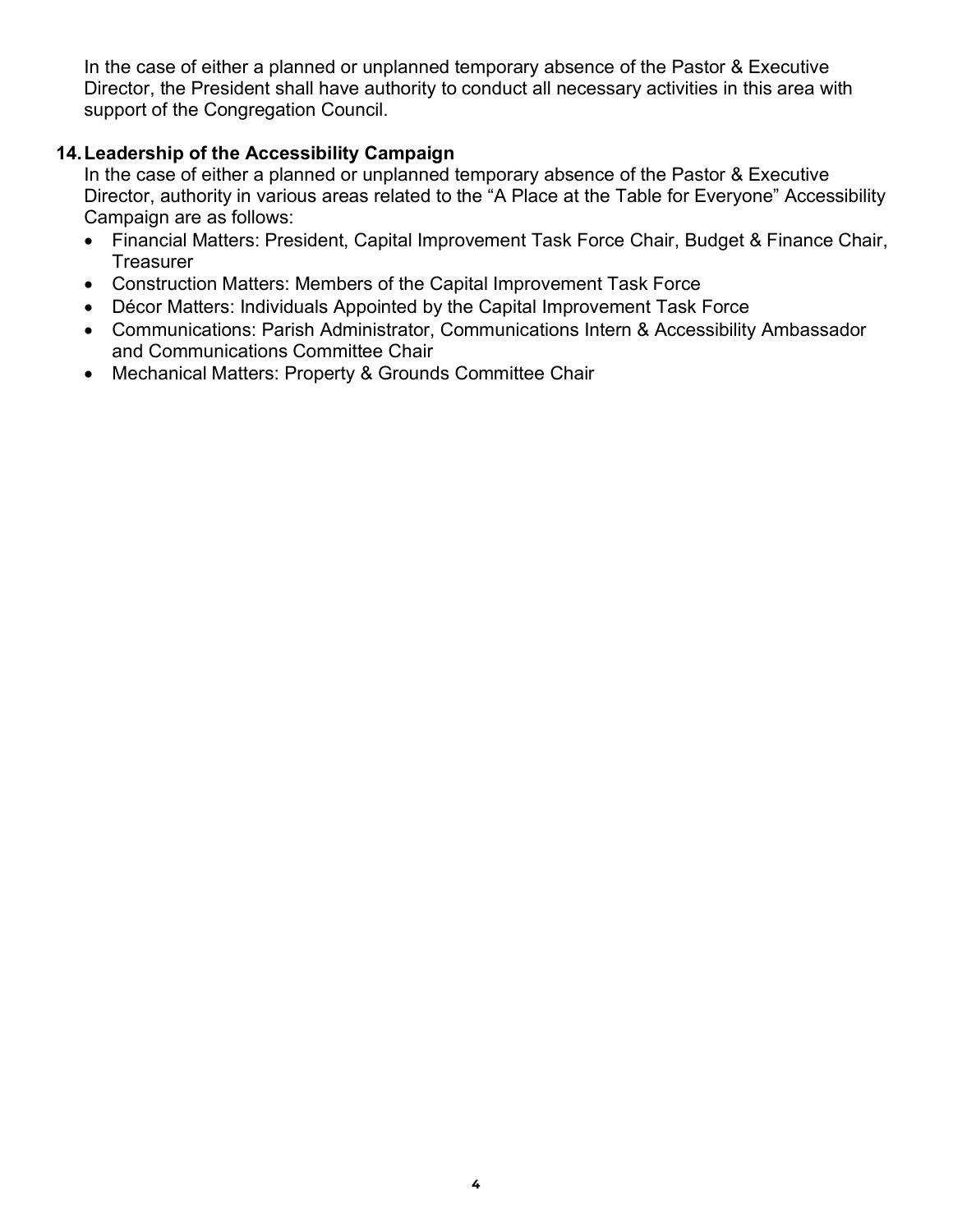In the case of either a planned or unplanned temporary absence of the Pastor & Executive Director, the President shall have authority to conduct all necessary activities in this area with support of the Congregation Council.

14. **Leadership of the Accessibility Campaign**

In the case of either a planned or unplanned temporary absence of the Pastor & Executive Director, authority in various areas related to the "A Place at the Table for Everyone" Accessibility Campaign are as follows:

- Financial Matters: President, Capital Improvement Task Force Chair, Budget & Finance Chair, Treasurer
- Construction Matters: Members of the Capital Improvement Task Force
- Décor Matters: Individuals Appointed by the Capital Improvement Task Force
- Communications: Parish Administrator, Communications Intern & Accessibility Ambassador and Communications Committee Chair
- Mechanical Matters: Property & Grounds Committee Chair